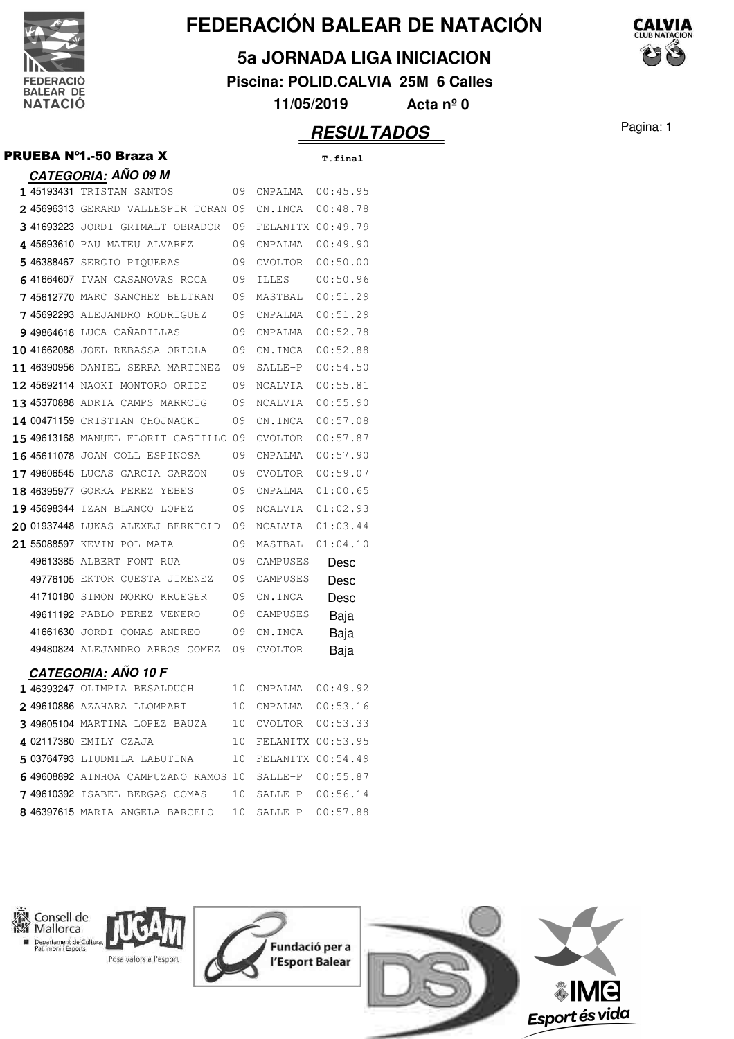# FEDERACIÓN BALEAR DE NATACIÓN

## 5a JORNADA LIGA INICIACION

**Piscina: POLID.CALVIA 25M 6 Calles**

**11/05/2019** **Acta nº 0**

## RESULTADOS

### PRUEBA Nº1.-50 Braza X

#### CATEGORIA: AÑO 09 M

| | | | | | T.final |
|---|---|---|---|---|---|
| 1 | 45193431 | TRISTAN SANTOS | 09 | CNPALMA | 00:45.95 |
| 2 | 45696313 | GERARD VALLESPIR TORAN | 09 | CN.INCA | 00:48.78 |
| 3 | 41693223 | JORDI GRIMALT OBRADOR | 09 | FELANITX | 00:49.79 |
| 4 | 45693610 | PAU MATEU ALVAREZ | 09 | CNPALMA | 00:49.90 |
| 5 | 46388467 | SERGIO PIQUERAS | 09 | CVOLTOR | 00:50.00 |
| 6 | 41664607 | IVAN CASANOVAS ROCA | 09 | ILLES | 00:50.96 |
| 7 | 45612770 | MARC SANCHEZ BELTRAN | 09 | MASTBAL | 00:51.29 |
| 7 | 45692293 | ALEJANDRO RODRIGUEZ | 09 | CNPALMA | 00:51.29 |
| 9 | 49864618 | LUCA CAÑADILLAS | 09 | CNPALMA | 00:52.78 |
| 10 | 41662088 | JOEL REBASSA ORIOLA | 09 | CN.INCA | 00:52.88 |
| 11 | 46390956 | DANIEL SERRA MARTINEZ | 09 | SALLE-P | 00:54.50 |
| 12 | 45692114 | NAOKI MONTORO ORIDE | 09 | NCALVIA | 00:55.81 |
| 13 | 45370888 | ADRIA CAMPS MARROIG | 09 | NCALVIA | 00:55.90 |
| 14 | 00471159 | CRISTIAN CHOJNACKI | 09 | CN.INCA | 00:57.08 |
| 15 | 49613168 | MANUEL FLORIT CASTILLO | 09 | CVOLTOR | 00:57.87 |
| 16 | 45611078 | JOAN COLL ESPINOSA | 09 | CNPALMA | 00:57.90 |
| 17 | 49606545 | LUCAS GARCIA GARZON | 09 | CVOLTOR | 00:59.07 |
| 18 | 46395977 | GORKA PEREZ YEBES | 09 | CNPALMA | 01:00.65 |
| 19 | 45698344 | IZAN BLANCO LOPEZ | 09 | NCALVIA | 01:02.93 |
| 20 | 01937448 | LUKAS ALEXEJ BERKTOLD | 09 | NCALVIA | 01:03.44 |
| 21 | 55088597 | KEVIN POL MATA | 09 | MASTBAL | 01:04.10 |
| | 49613385 | ALBERT FONT RUA | 09 | CAMPUSES | Desc |
| | 49776105 | EKTOR CUESTA JIMENEZ | 09 | CAMPUSES | Desc |
| | 41710180 | SIMON MORRO KRUEGER | 09 | CN.INCA | Desc |
| | 49611192 | PABLO PEREZ VENERO | 09 | CAMPUSES | Baja |
| | 41661630 | JORDI COMAS ANDREO | 09 | CN.INCA | Baja |
| | 49480824 | ALEJANDRO ARBOS GOMEZ | 09 | CVOLTOR | Baja |

#### CATEGORIA: AÑO 10 F

| | | | | | T.final |
|---|---|---|---|---|---|
| 1 | 46393247 | OLIMPIA BESALDUCH | 10 | CNPALMA | 00:49.92 |
| 2 | 49610886 | AZAHARA LLOMPART | 10 | CNPALMA | 00:53.16 |
| 3 | 49605104 | MARTINA LOPEZ BAUZA | 10 | CVOLTOR | 00:53.33 |
| 4 | 02117380 | EMILY CZAJA | 10 | FELANITX | 00:53.95 |
| 5 | 03764793 | LIUDMILA LABUTINA | 10 | FELANITX | 00:54.49 |
| 6 | 49608892 | AINHOA CAMPUZANO RAMOS | 10 | SALLE-P | 00:55.87 |
| 7 | 49610392 | ISABEL BERGAS COMAS | 10 | SALLE-P | 00:56.14 |
| 8 | 46397615 | MARIA ANGELA BARCELO | 10 | SALLE-P | 00:57.88 |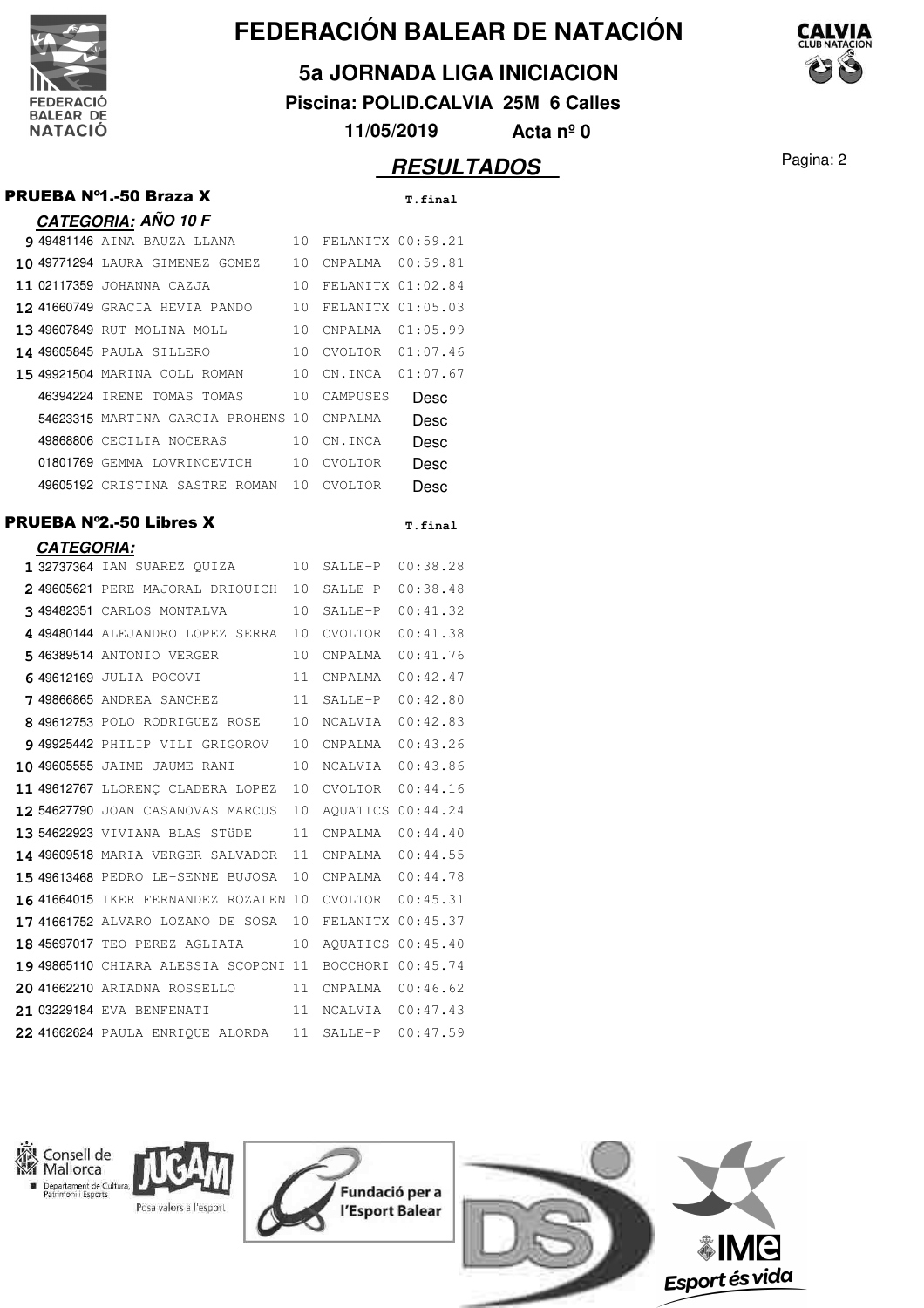# FEDERACIÓN BALEAR DE NATACIÓN

## 5a JORNADA LIGA INICIACION

**Piscina: POLID.CALVIA 25M 6 Calles**

**11/05/2019 Acta nº 0**

## RESULTADOS

### PRUEBA Nº1.-50 Braza X

***CATEGORIA: AÑO 10 F***

| | | | | | T.final |
|---|---|---|---|---|---|
| 9 | 49481146 | AINA BAUZA LLANA | 10 | FELANITX | 00:59.21 |
| 10 | 49771294 | LAURA GIMENEZ GOMEZ | 10 | CNPALMA | 00:59.81 |
| 11 | 02117359 | JOHANNA CAZJA | 10 | FELANITX | 01:02.84 |
| 12 | 41660749 | GRACIA HEVIA PANDO | 10 | FELANITX | 01:05.03 |
| 13 | 49607849 | RUT MOLINA MOLL | 10 | CNPALMA | 01:05.99 |
| 14 | 49605845 | PAULA SILLERO | 10 | CVOLTOR | 01:07.46 |
| 15 | 49921504 | MARINA COLL ROMAN | 10 | CN.INCA | 01:07.67 |
| | 46394224 | IRENE TOMAS TOMAS | 10 | CAMPUSES | Desc |
| | 54623315 | MARTINA GARCIA PROHENS | 10 | CNPALMA | Desc |
| | 49868806 | CECILIA NOCERAS | 10 | CN.INCA | Desc |
| | 01801769 | GEMMA LOVRINCEVICH | 10 | CVOLTOR | Desc |
| | 49605192 | CRISTINA SASTRE ROMAN | 10 | CVOLTOR | Desc |

### PRUEBA Nº2.-50 Libres X

***CATEGORIA:***

| | | | | | T.final |
|---|---|---|---|---|---|
| 1 | 32737364 | IAN SUAREZ QUIZA | 10 | SALLE-P | 00:38.28 |
| 2 | 49605621 | PERE MAJORAL DRIOUICH | 10 | SALLE-P | 00:38.48 |
| 3 | 49482351 | CARLOS MONTALVA | 10 | SALLE-P | 00:41.32 |
| 4 | 49480144 | ALEJANDRO LOPEZ SERRA | 10 | CVOLTOR | 00:41.38 |
| 5 | 46389514 | ANTONIO VERGER | 10 | CNPALMA | 00:41.76 |
| 6 | 49612169 | JULIA POCOVI | 11 | CNPALMA | 00:42.47 |
| 7 | 49866865 | ANDREA SANCHEZ | 11 | SALLE-P | 00:42.80 |
| 8 | 49612753 | POLO RODRIGUEZ ROSE | 10 | NCALVIA | 00:42.83 |
| 9 | 49925442 | PHILIP VILI GRIGOROV | 10 | CNPALMA | 00:43.26 |
| 10 | 49605555 | JAIME JAUME RANI | 10 | NCALVIA | 00:43.86 |
| 11 | 49612767 | LLORENÇ CLADERA LOPEZ | 10 | CVOLTOR | 00:44.16 |
| 12 | 54627790 | JOAN CASANOVAS MARCUS | 10 | AQUATICS | 00:44.24 |
| 13 | 54622923 | VIVIANA BLAS STüDE | 11 | CNPALMA | 00:44.40 |
| 14 | 49609518 | MARIA VERGER SALVADOR | 11 | CNPALMA | 00:44.55 |
| 15 | 49613468 | PEDRO LE-SENNE BUJOSA | 10 | CNPALMA | 00:44.78 |
| 16 | 41664015 | IKER FERNANDEZ ROZALEN | 10 | CVOLTOR | 00:45.31 |
| 17 | 41661752 | ALVARO LOZANO DE SOSA | 10 | FELANITX | 00:45.37 |
| 18 | 45697017 | TEO PEREZ AGLIATA | 10 | AQUATICS | 00:45.40 |
| 19 | 49865110 | CHIARA ALESSIA SCOPONI | 11 | BOCCHORI | 00:45.74 |
| 20 | 41662210 | ARIADNA ROSSELLO | 11 | CNPALMA | 00:46.62 |
| 21 | 03229184 | EVA BENFENATI | 11 | NCALVIA | 00:47.43 |
| 22 | 41662624 | PAULA ENRIQUE ALORDA | 11 | SALLE-P | 00:47.59 |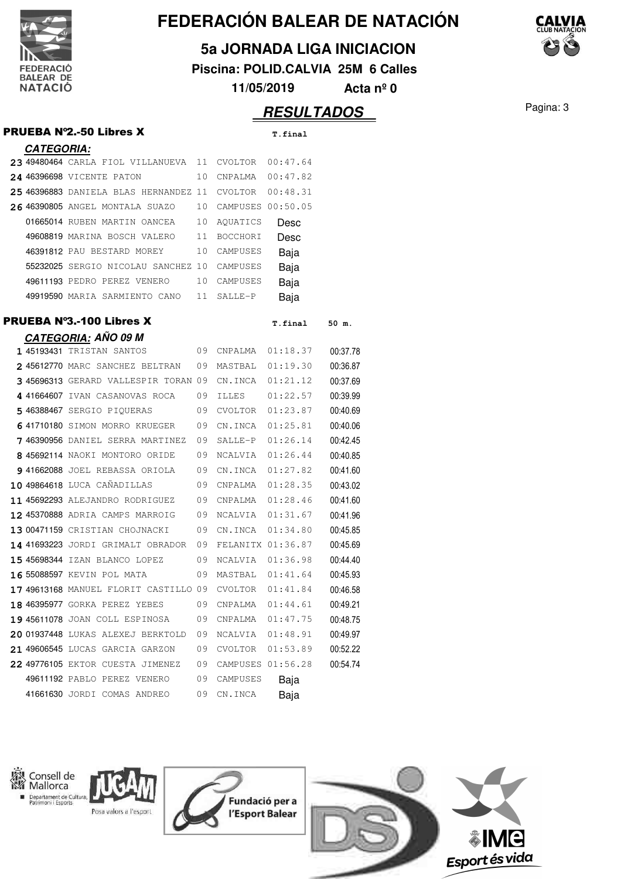# FEDERACIÓN BALEAR DE NATACIÓN

## 5a JORNADA LIGA INICIACION

**Piscina: POLID.CALVIA 25M 6 Calles**

**11/05/2019 Acta nº 0**

## *RESULTADOS*

### PRUEBA Nº2.-50 Libres X

*CATEGORIA:*

| | | | | | T.final |
|---|---|---|---|---|---|
| 23 | 49480464 | CARLA FIOL VILLANUEVA | 11 | CVOLTOR | 00:47.64 |
| 24 | 46396698 | VICENTE PATON | 10 | CNPALMA | 00:47.82 |
| 25 | 46396883 | DANIELA BLAS HERNANDEZ | 11 | CVOLTOR | 00:48.31 |
| 26 | 46390805 | ANGEL MONTALA SUAZO | 10 | CAMPUSES | 00:50.05 |
| | 01665014 | RUBEN MARTIN OANCEA | 10 | AQUATICS | Desc |
| | 49608819 | MARINA BOSCH VALERO | 11 | BOCCHORI | Desc |
| | 46391812 | PAU BESTARD MOREY | 10 | CAMPUSES | Baja |
| | 55232025 | SERGIO NICOLAU SANCHEZ | 10 | CAMPUSES | Baja |
| | 49611193 | PEDRO PEREZ VENERO | 10 | CAMPUSES | Baja |
| | 49919590 | MARIA SARMIENTO CANO | 11 | SALLE-P | Baja |

### PRUEBA Nº3.-100 Libres X

*CATEGORIA: AÑO 09 M*

| | | | | | T.final | 50 m. |
|---|---|---|---|---|---|---|
| 1 | 45193431 | TRISTAN SANTOS | 09 | CNPALMA | 01:18.37 | 00:37.78 |
| 2 | 45612770 | MARC SANCHEZ BELTRAN | 09 | MASTBAL | 01:19.30 | 00:36.87 |
| 3 | 45696313 | GERARD VALLESPIR TORAN | 09 | CN.INCA | 01:21.12 | 00:37.69 |
| 4 | 41664607 | IVAN CASANOVAS ROCA | 09 | ILLES | 01:22.57 | 00:39.99 |
| 5 | 46388467 | SERGIO PIQUERAS | 09 | CVOLTOR | 01:23.87 | 00:40.69 |
| 6 | 41710180 | SIMON MORRO KRUEGER | 09 | CN.INCA | 01:25.81 | 00:40.06 |
| 7 | 46390956 | DANIEL SERRA MARTINEZ | 09 | SALLE-P | 01:26.14 | 00:42.45 |
| 8 | 45692114 | NAOKI MONTORO ORIDE | 09 | NCALVIA | 01:26.44 | 00:40.85 |
| 9 | 41662088 | JOEL REBASSA ORIOLA | 09 | CN.INCA | 01:27.82 | 00:41.60 |
| 10 | 49864618 | LUCA CAÑADILLAS | 09 | CNPALMA | 01:28.35 | 00:43.02 |
| 11 | 45692293 | ALEJANDRO RODRIGUEZ | 09 | CNPALMA | 01:28.46 | 00:41.60 |
| 12 | 45370888 | ADRIA CAMPS MARROIG | 09 | NCALVIA | 01:31.67 | 00:41.96 |
| 13 | 00471159 | CRISTIAN CHOJNACKI | 09 | CN.INCA | 01:34.80 | 00:45.85 |
| 14 | 41693223 | JORDI GRIMALT OBRADOR | 09 | FELANITX | 01:36.87 | 00:45.69 |
| 15 | 45698344 | IZAN BLANCO LOPEZ | 09 | NCALVIA | 01:36.98 | 00:44.40 |
| 16 | 55088597 | KEVIN POL MATA | 09 | MASTBAL | 01:41.64 | 00:45.93 |
| 17 | 49613168 | MANUEL FLORIT CASTILLO | 09 | CVOLTOR | 01:41.84 | 00:46.58 |
| 18 | 46395977 | GORKA PEREZ YEBES | 09 | CNPALMA | 01:44.61 | 00:49.21 |
| 19 | 45611078 | JOAN COLL ESPINOSA | 09 | CNPALMA | 01:47.75 | 00:48.75 |
| 20 | 01937448 | LUKAS ALEXEJ BERKTOLD | 09 | NCALVIA | 01:48.91 | 00:49.97 |
| 21 | 49606545 | LUCAS GARCIA GARZON | 09 | CVOLTOR | 01:53.89 | 00:52.22 |
| 22 | 49776105 | EKTOR CUESTA JIMENEZ | 09 | CAMPUSES | 01:56.28 | 00:54.74 |
| | 49611192 | PABLO PEREZ VENERO | 09 | CAMPUSES | Baja | |
| | 41661630 | JORDI COMAS ANDREO | 09 | CN.INCA | Baja | |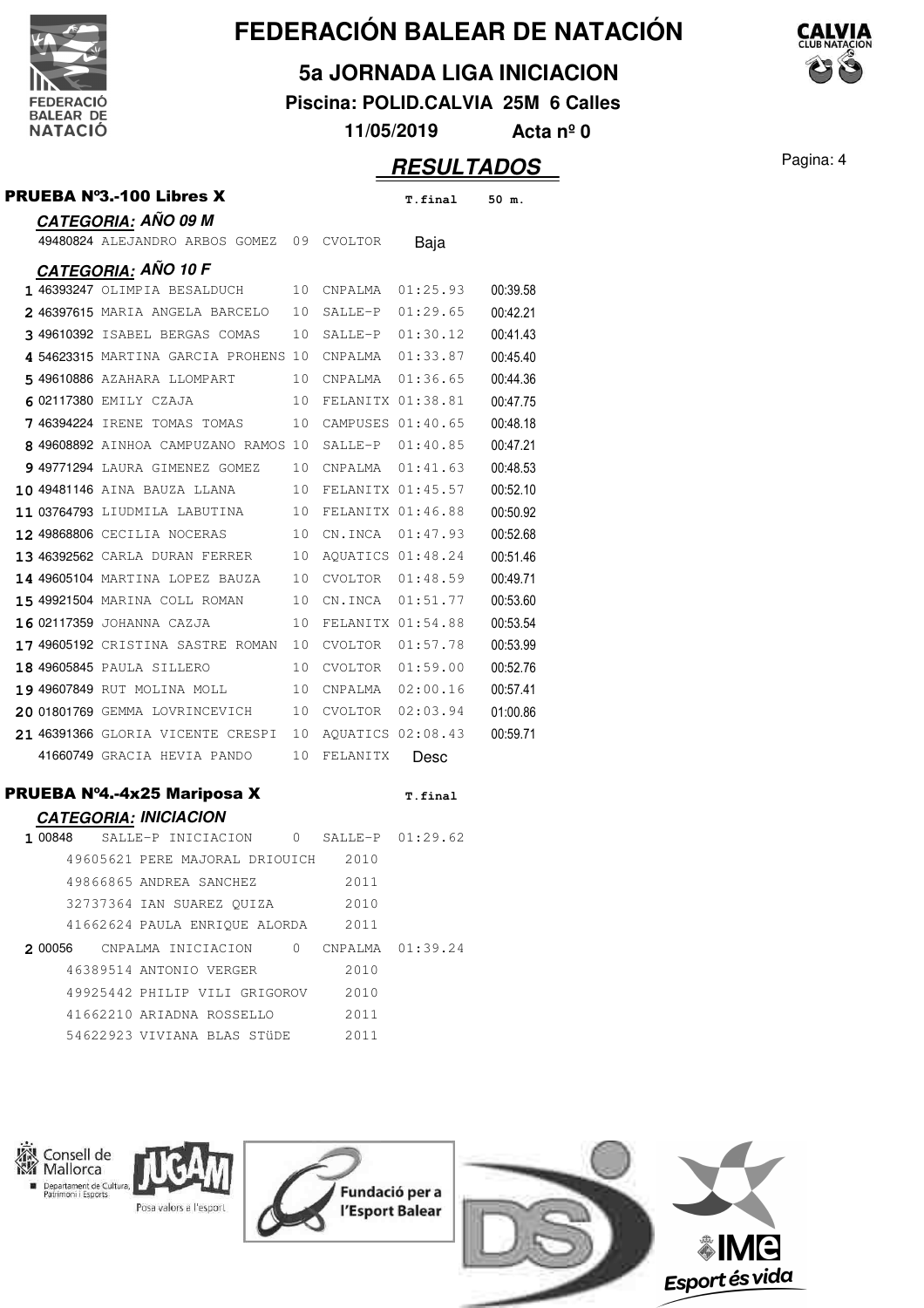# FEDERACIÓN BALEAR DE NATACIÓN

## 5a JORNADA LIGA INICIACION

**Piscina: POLID.CALVIA 25M 6 Calles**

**11/05/2019** **Acta nº 0**

## RESULTADOS

### PRUEBA Nº3.-100 Libres X

#### CATEGORIA: AÑO 09 M

| Pos | Licencia | Nombre | Año | Club | T.final | 50 m. |
|---|---|---|---|---|---|---|
| | 49480824 | ALEJANDRO ARBOS GOMEZ | 09 | CVOLTOR | Baja | |

#### CATEGORIA: AÑO 10 F

| Pos | Licencia | Nombre | Año | Club | T.final | 50 m. |
|---|---|---|---|---|---|---|
| 1 | 46393247 | OLIMPIA BESALDUCH | 10 | CNPALMA | 01:25.93 | 00:39.58 |
| 2 | 46397615 | MARIA ANGELA BARCELO | 10 | SALLE-P | 01:29.65 | 00:42.21 |
| 3 | 49610392 | ISABEL BERGAS COMAS | 10 | SALLE-P | 01:30.12 | 00:41.43 |
| 4 | 54623315 | MARTINA GARCIA PROHENS | 10 | CNPALMA | 01:33.87 | 00:45.40 |
| 5 | 49610886 | AZAHARA LLOMPART | 10 | CNPALMA | 01:36.65 | 00:44.36 |
| 6 | 02117380 | EMILY CZAJA | 10 | FELANITX | 01:38.81 | 00:47.75 |
| 7 | 46394224 | IRENE TOMAS TOMAS | 10 | CAMPUSES | 01:40.65 | 00:48.18 |
| 8 | 49608892 | AINHOA CAMPUZANO RAMOS | 10 | SALLE-P | 01:40.85 | 00:47.21 |
| 9 | 49771294 | LAURA GIMENEZ GOMEZ | 10 | CNPALMA | 01:41.63 | 00:48.53 |
| 10 | 49481146 | AINA BAUZA LLANA | 10 | FELANITX | 01:45.57 | 00:52.10 |
| 11 | 03764793 | LIUDMILA LABUTINA | 10 | FELANITX | 01:46.88 | 00:50.92 |
| 12 | 49868806 | CECILIA NOCERAS | 10 | CN.INCA | 01:47.93 | 00:52.68 |
| 13 | 46392562 | CARLA DURAN FERRER | 10 | AQUATICS | 01:48.24 | 00:51.46 |
| 14 | 49605104 | MARTINA LOPEZ BAUZA | 10 | CVOLTOR | 01:48.59 | 00:49.71 |
| 15 | 49921504 | MARINA COLL ROMAN | 10 | CN.INCA | 01:51.77 | 00:53.60 |
| 16 | 02117359 | JOHANNA CAZJA | 10 | FELANITX | 01:54.88 | 00:53.54 |
| 17 | 49605192 | CRISTINA SASTRE ROMAN | 10 | CVOLTOR | 01:57.78 | 00:53.99 |
| 18 | 49605845 | PAULA SILLERO | 10 | CVOLTOR | 01:59.00 | 00:52.76 |
| 19 | 49607849 | RUT MOLINA MOLL | 10 | CNPALMA | 02:00.16 | 00:57.41 |
| 20 | 01801769 | GEMMA LOVRINCEVICH | 10 | CVOLTOR | 02:03.94 | 01:00.86 |
| 21 | 46391366 | GLORIA VICENTE CRESPI | 10 | AQUATICS | 02:08.43 | 00:59.71 |
| | 41660749 | GRACIA HEVIA PANDO | 10 | FELANITX | Desc | |

### PRUEBA Nº4.-4x25 Mariposa X

#### CATEGORIA: INICIACION

| Pos | Código | Equipo / Nadador | Año | Club | T.final |
|---|---|---|---|---|---|
| 1 | 00848 | SALLE-P INICIACION | 0 | SALLE-P | 01:29.62 |
| | 49605621 | PERE MAJORAL DRIOUICH | 2010 | | |
| | 49866865 | ANDREA SANCHEZ | 2011 | | |
| | 32737364 | IAN SUAREZ QUIZA | 2010 | | |
| | 41662624 | PAULA ENRIQUE ALORDA | 2011 | | |
| 2 | 00056 | CNPALMA INICIACION | 0 | CNPALMA | 01:39.24 |
| | 46389514 | ANTONIO VERGER | 2010 | | |
| | 49925442 | PHILIP VILI GRIGOROV | 2010 | | |
| | 41662210 | ARIADNA ROSSELLO | 2011 | | |
| | 54622923 | VIVIANA BLAS STüDE | 2011 | | |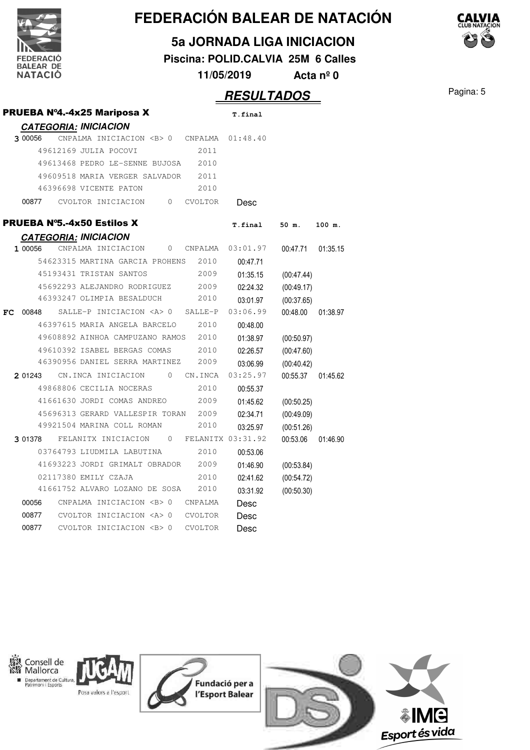# FEDERACIÓN BALEAR DE NATACIÓN

## 5a JORNADA LIGA INICIACION

**Piscina: POLID.CALVIA 25M 6 Calles**

**11/05/2019 Acta nº 0**

## RESULTADOS

### PRUEBA Nº4.-4x25 Mariposa X

***CATEGORIA: INICIACION***

| | | | | | T.final |
|---|---|---|---|---|---|
| 3 | 00056 | CNPALMA INICIACION <B> 0 | | CNPALMA | 01:48.40 |
| | | 49612169 JULIA POCOVI | 2011 | | |
| | | 49613468 PEDRO LE-SENNE BUJOSA | 2010 | | |
| | | 49609518 MARIA VERGER SALVADOR | 2011 | | |
| | | 46396698 VICENTE PATON | 2010 | | |
| | 00877 | CVOLTOR INICIACION 0 | | CVOLTOR | Desc |

### PRUEBA Nº5.-4x50 Estilos X

***CATEGORIA: INICIACION***

| | | | | | T.final | 50 m. | 100 m. |
|---|---|---|---|---|---|---|---|
| 1 | 00056 | CNPALMA INICIACION 0 | | CNPALMA | 03:01.97 | 00:47.71 | 01:35.15 |
| | | 54623315 MARTINA GARCIA PROHENS | 2010 | | 00:47.71 | | |
| | | 45193431 TRISTAN SANTOS | 2009 | | 01:35.15 | (00:47.44) | |
| | | 45692293 ALEJANDRO RODRIGUEZ | 2009 | | 02:24.32 | (00:49.17) | |
| | | 46393247 OLIMPIA BESALDUCH | 2010 | | 03:01.97 | (00:37.65) | |
| FC | 00848 | SALLE-P INICIACION <A> 0 | | SALLE-P | 03:06.99 | 00:48.00 | 01:38.97 |
| | | 46397615 MARIA ANGELA BARCELO | 2010 | | 00:48.00 | | |
| | | 49608892 AINHOA CAMPUZANO RAMOS | 2010 | | 01:38.97 | (00:50.97) | |
| | | 49610392 ISABEL BERGAS COMAS | 2010 | | 02:26.57 | (00:47.60) | |
| | | 46390956 DANIEL SERRA MARTINEZ | 2009 | | 03:06.99 | (00:40.42) | |
| 2 | 01243 | CN.INCA INICIACION 0 | | CN.INCA | 03:25.97 | 00:55.37 | 01:45.62 |
| | | 49868806 CECILIA NOCERAS | 2010 | | 00:55.37 | | |
| | | 41661630 JORDI COMAS ANDREO | 2009 | | 01:45.62 | (00:50.25) | |
| | | 45696313 GERARD VALLESPIR TORAN | 2009 | | 02:34.71 | (00:49.09) | |
| | | 49921504 MARINA COLL ROMAN | 2010 | | 03:25.97 | (00:51.26) | |
| 3 | 01378 | FELANITX INICIACION 0 | | FELANITX | 03:31.92 | 00:53.06 | 01:46.90 |
| | | 03764793 LIUDMILA LABUTINA | 2010 | | 00:53.06 | | |
| | | 41693223 JORDI GRIMALT OBRADOR | 2009 | | 01:46.90 | (00:53.84) | |
| | | 02117380 EMILY CZAJA | 2010 | | 02:41.62 | (00:54.72) | |
| | | 41661752 ALVARO LOZANO DE SOSA | 2010 | | 03:31.92 | (00:50.30) | |
| | 00056 | CNPALMA INICIACION <B> 0 | | CNPALMA | Desc | | |
| | 00877 | CVOLTOR INICIACION <A> 0 | | CVOLTOR | Desc | | |
| | 00877 | CVOLTOR INICIACION <B> 0 | | CVOLTOR | Desc | | |